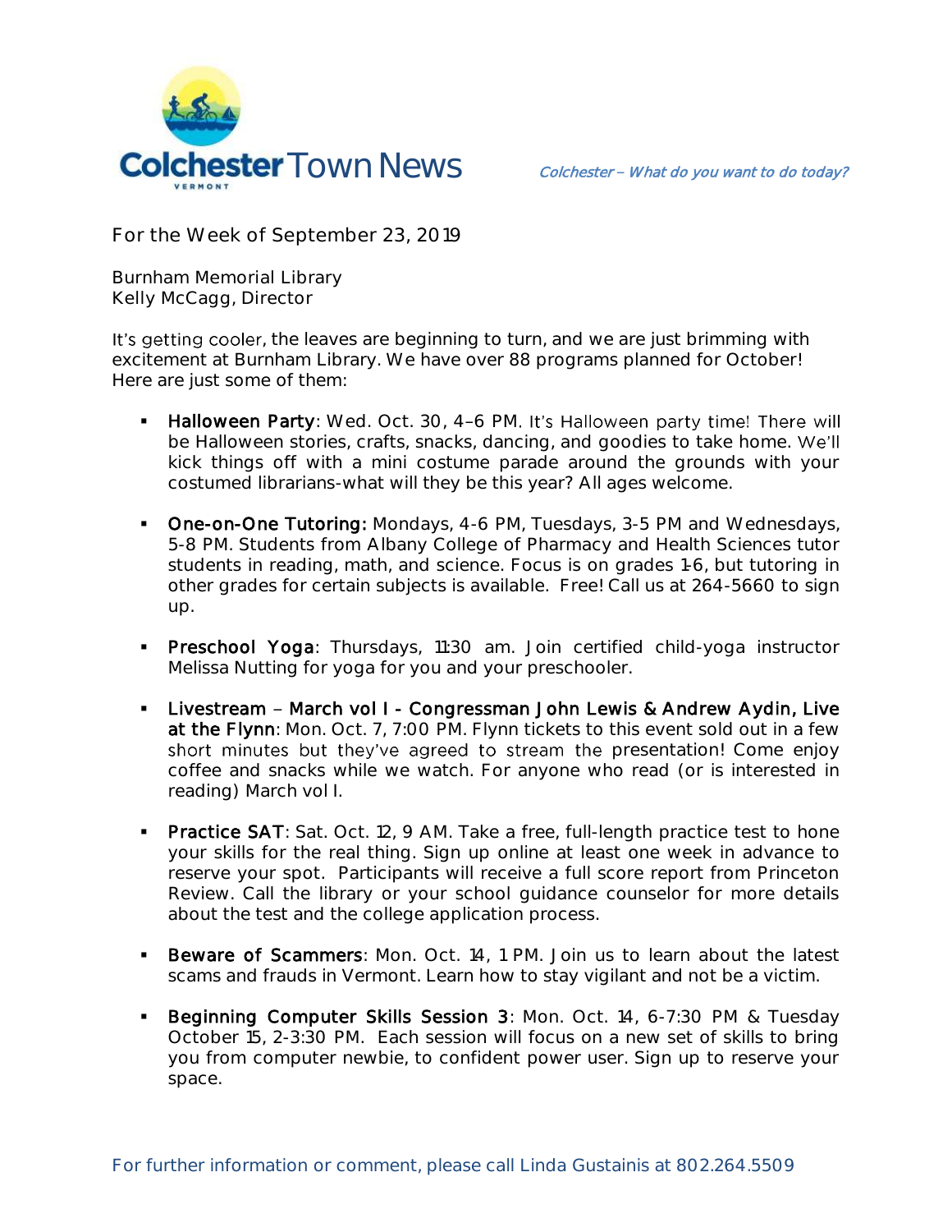# Colchester Town News

*Colchester – What do you want to do today?*

For the Week of September 23, 2019

Burnham Memorial Library
Kelly McCagg, Director

It's getting cooler, the leaves are beginning to turn, and we are just brimming with excitement at Burnham Library. We have over 88 programs planned for October! Here are just some of them:

- **Halloween Party**: Wed. Oct. 30, 4–6 PM. It's Halloween party time! There will be Halloween stories, crafts, snacks, dancing, and goodies to take home. We'll kick things off with a mini costume parade around the grounds with your costumed librarians-what will they be this year? All ages welcome.

- **One-on-One Tutoring:** Mondays, 4-6 PM, Tuesdays, 3-5 PM and Wednesdays, 5-8 PM. Students from Albany College of Pharmacy and Health Sciences tutor students in reading, math, and science. Focus is on grades 1-6, but tutoring in other grades for certain subjects is available. Free! Call us at 264-5660 to sign up.

- **Preschool Yoga**: Thursdays, 11:30 am. Join certified child-yoga instructor Melissa Nutting for yoga for you and your preschooler.

- **Livestream – March vol I - Congressman John Lewis & Andrew Aydin, Live at the Flynn**: Mon. Oct. 7, 7:00 PM. Flynn tickets to this event sold out in a few short minutes but they've agreed to stream the presentation! Come enjoy coffee and snacks while we watch. For anyone who read (or is interested in reading) March vol I.

- **Practice SAT**: Sat. Oct. 12, 9 AM. Take a free, full-length practice test to hone your skills for the real thing. Sign up online at least one week in advance to reserve your spot. Participants will receive a full score report from Princeton Review. Call the library or your school guidance counselor for more details about the test and the college application process.

- **Beware of Scammers**: Mon. Oct. 14, 1 PM. Join us to learn about the latest scams and frauds in Vermont. Learn how to stay vigilant and not be a victim.

- **Beginning Computer Skills Session 3**: Mon. Oct. 14, 6-7:30 PM & Tuesday October 15, 2-3:30 PM. Each session will focus on a new set of skills to bring you from computer newbie, to confident power user. Sign up to reserve your space.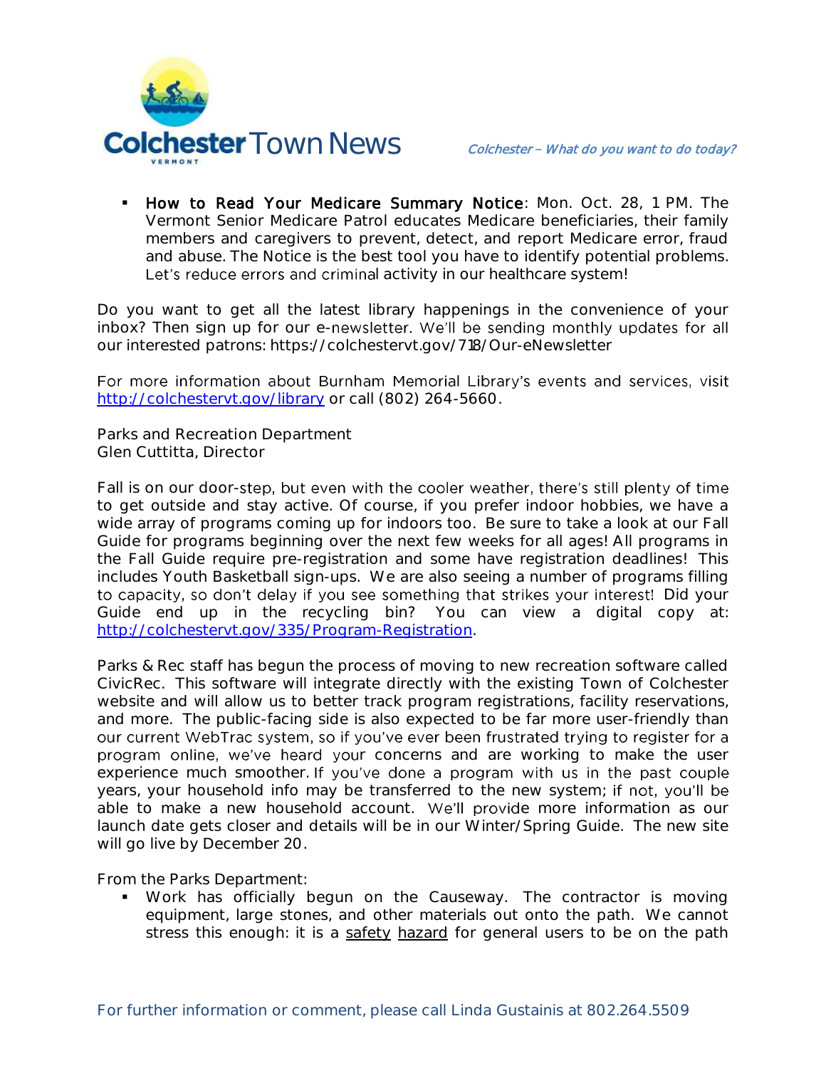- **How to Read Your Medicare Summary Notice**: Mon. Oct. 28, 1 PM. The Vermont Senior Medicare Patrol educates Medicare beneficiaries, their family members and caregivers to prevent, detect, and report Medicare error, fraud and abuse. The Notice is the best tool you have to identify potential problems. Let's reduce errors and criminal activity in our healthcare system!

Do you want to get all the latest library happenings in the convenience of your inbox? Then sign up for our e-newsletter. We'll be sending monthly updates for all our interested patrons: https://colchestervt.gov/718/Our-eNewsletter

For more information about Burnham Memorial Library's events and services, visit http://colchestervt.gov/library or call (802) 264-5660.

Parks and Recreation Department
Glen Cuttitta, Director

Fall is on our door-step, but even with the cooler weather, there's still plenty of time to get outside and stay active. Of course, if you prefer indoor hobbies, we have a wide array of programs coming up for indoors too. Be sure to take a look at our Fall Guide for programs beginning over the next few weeks for all ages! All programs in the Fall Guide require pre-registration and some have registration deadlines! This includes Youth Basketball sign-ups. We are also seeing a number of programs filling to capacity, so don't delay if you see something that strikes your interest! Did your Guide end up in the recycling bin? You can view a digital copy at: http://colchestervt.gov/335/Program-Registration.

Parks & Rec staff has begun the process of moving to new recreation software called CivicRec. This software will integrate directly with the existing Town of Colchester website and will allow us to better track program registrations, facility reservations, and more. The public-facing side is also expected to be far more user-friendly than our current WebTrac system, so if you've ever been frustrated trying to register for a program online, we've heard your concerns and are working to make the user experience much smoother. If you've done a program with us in the past couple years, your household info may be transferred to the new system; if not, you'll be able to make a new household account. We'll provide more information as our launch date gets closer and details will be in our Winter/Spring Guide. The new site will go live by December 20.

From the Parks Department:

- Work has officially begun on the Causeway. The contractor is moving equipment, large stones, and other materials out onto the path. We cannot stress this enough: it is a safety hazard for general users to be on the path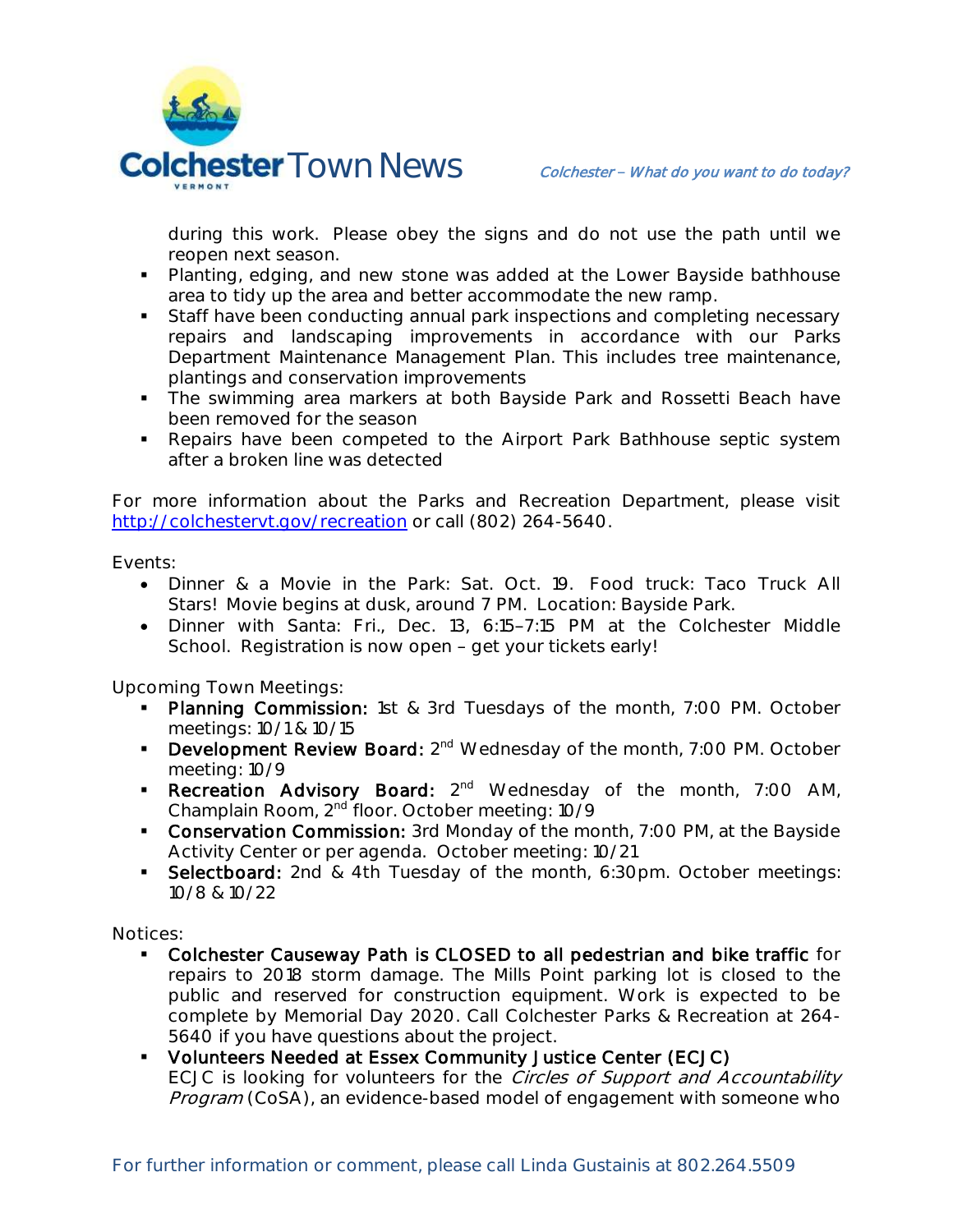during this work. Please obey the signs and do not use the path until we reopen next season.

- Planting, edging, and new stone was added at the Lower Bayside bathhouse area to tidy up the area and better accommodate the new ramp.
- Staff have been conducting annual park inspections and completing necessary repairs and landscaping improvements in accordance with our Parks Department Maintenance Management Plan. This includes tree maintenance, plantings and conservation improvements
- The swimming area markers at both Bayside Park and Rossetti Beach have been removed for the season
- Repairs have been competed to the Airport Park Bathhouse septic system after a broken line was detected

For more information about the Parks and Recreation Department, please visit http://colchestervt.gov/recreation or call (802) 264-5640.

Events:

- Dinner & a Movie in the Park: Sat. Oct. 19. Food truck: Taco Truck All Stars! Movie begins at dusk, around 7 PM. Location: Bayside Park.
- Dinner with Santa: Fri., Dec. 13, 6:15–7:15 PM at the Colchester Middle School. Registration is now open – get your tickets early!

Upcoming Town Meetings:

- **Planning Commission:** 1st & 3rd Tuesdays of the month, 7:00 PM. October meetings: 10/1 & 10/15
- **Development Review Board:** 2nd Wednesday of the month, 7:00 PM. October meeting: 10/9
- **Recreation Advisory Board:** 2nd Wednesday of the month, 7:00 AM, Champlain Room, 2nd floor. October meeting: 10/9
- **Conservation Commission:** 3rd Monday of the month, 7:00 PM, at the Bayside Activity Center or per agenda. October meeting: 10/21
- **Selectboard:** 2nd & 4th Tuesday of the month, 6:30pm. October meetings: 10/8 & 10/22

Notices:

- **Colchester Causeway Path is CLOSED to all pedestrian and bike traffic** for repairs to 2018 storm damage. The Mills Point parking lot is closed to the public and reserved for construction equipment. Work is expected to be complete by Memorial Day 2020. Call Colchester Parks & Recreation at 264-5640 if you have questions about the project.
- **Volunteers Needed at Essex Community Justice Center (ECJC)**
  ECJC is looking for volunteers for the *Circles of Support and Accountability Program* (CoSA), an evidence-based model of engagement with someone who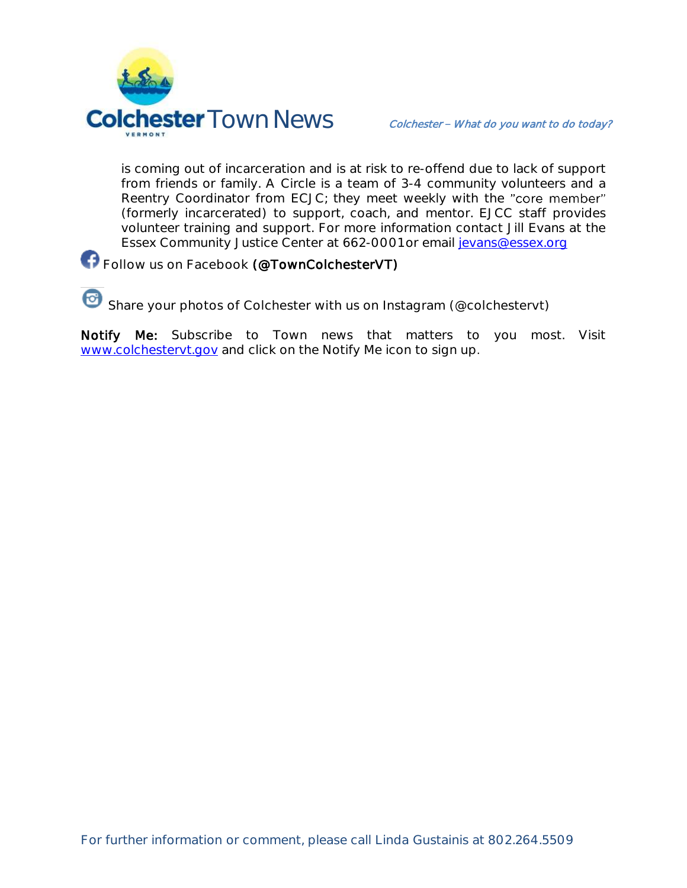is coming out of incarceration and is at risk to re-offend due to lack of support from friends or family. A Circle is a team of 3-4 community volunteers and a Reentry Coordinator from ECJC; they meet weekly with the "core member" (formerly incarcerated) to support, coach, and mentor. EJCC staff provides volunteer training and support. For more information contact Jill Evans at the Essex Community Justice Center at 662-0001or email jevans@essex.org

Follow us on Facebook **(@TownColchesterVT)**

Share your photos of Colchester with us on Instagram (@colchestervt)

**Notify Me:** Subscribe to Town news that matters to you most. Visit www.colchestervt.gov and click on the Notify Me icon to sign up.